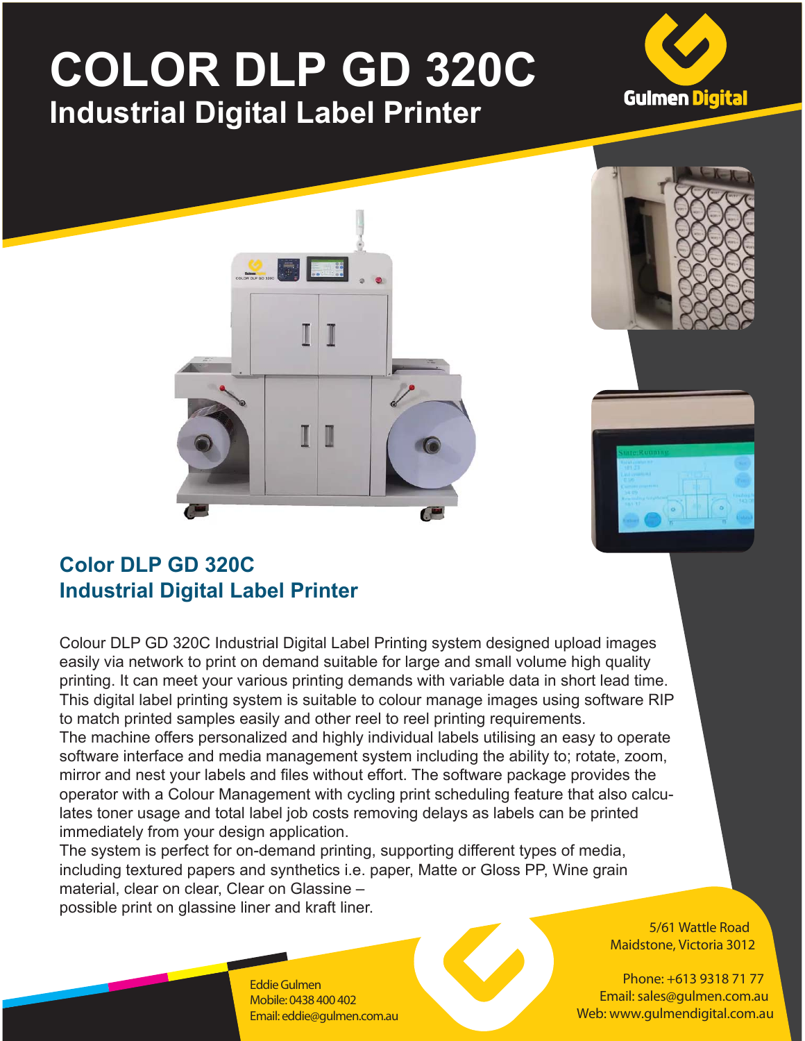# COLOR DLP GD 320C

## Industrial Digital Label Printer

Gulmen Digital

## Color DLP GD 320C
## Industrial Digital Label Printer

Colour DLP GD 320C Industrial Digital Label Printing system designed upload images easily via network to print on demand suitable for large and small volume high quality printing. It can meet your various printing demands with variable data in short lead time. This digital label printing system is suitable to colour manage images using software RIP to match printed samples easily and other reel to reel printing requirements.
The machine offers personalized and highly individual labels utilising an easy to operate software interface and media management system including the ability to; rotate, zoom, mirror and nest your labels and files without effort. The software package provides the operator with a Colour Management with cycling print scheduling feature that also calculates toner usage and total label job costs removing delays as labels can be printed immediately from your design application.
The system is perfect for on-demand printing, supporting different types of media, including textured papers and synthetics i.e. paper, Matte or Gloss PP, Wine grain material, clear on clear, Clear on Glassine –
possible print on glassine liner and kraft liner.

Eddie Gulmen
Mobile: 0438 400 402
Email: eddie@gulmen.com.au

5/61 Wattle Road
Maidstone, Victoria 3012

Phone: +613 9318 71 77
Email: sales@gulmen.com.au
Web: www.gulmendigital.com.au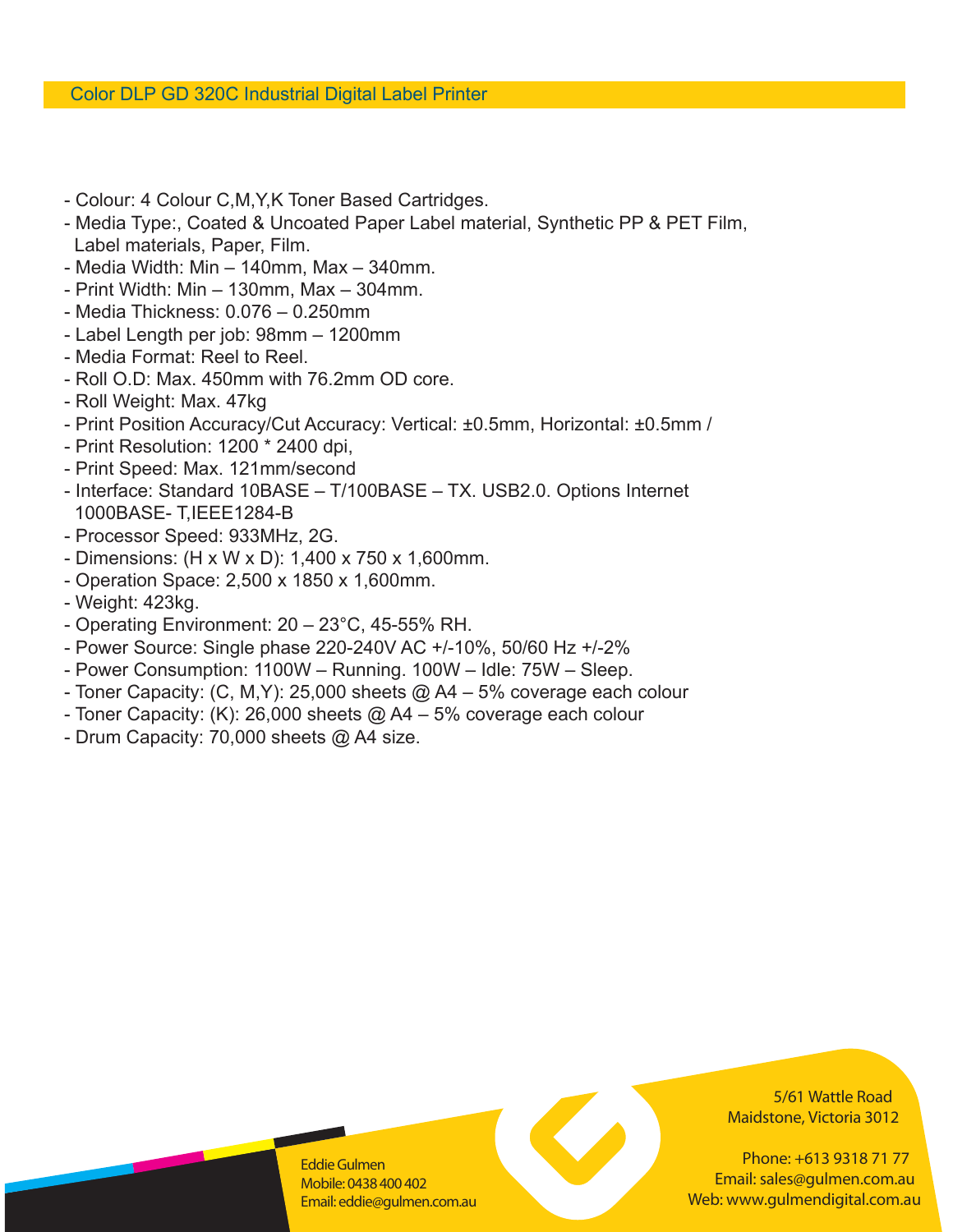## Color DLP GD 320C Industrial Digital Label Printer

- Colour: 4 Colour C,M,Y,K Toner Based Cartridges.
- Media Type:, Coated & Uncoated Paper Label material, Synthetic PP & PET Film, Label materials, Paper, Film.
- Media Width: Min – 140mm, Max – 340mm.
- Print Width: Min – 130mm, Max – 304mm.
- Media Thickness: 0.076 – 0.250mm
- Label Length per job: 98mm – 1200mm
- Media Format: Reel to Reel.
- Roll O.D: Max. 450mm with 76.2mm OD core.
- Roll Weight: Max. 47kg
- Print Position Accuracy/Cut Accuracy: Vertical: ±0.5mm, Horizontal: ±0.5mm /
- Print Resolution: 1200 * 2400 dpi,
- Print Speed: Max. 121mm/second
- Interface: Standard 10BASE – T/100BASE – TX. USB2.0. Options Internet 1000BASE- T,IEEE1284-B
- Processor Speed: 933MHz, 2G.
- Dimensions: (H x W x D): 1,400 x 750 x 1,600mm.
- Operation Space: 2,500 x 1850 x 1,600mm.
- Weight: 423kg.
- Operating Environment: 20 – 23°C, 45-55% RH.
- Power Source: Single phase 220-240V AC +/-10%, 50/60 Hz +/-2%
- Power Consumption: 1100W – Running. 100W – Idle: 75W – Sleep.
- Toner Capacity: (C, M,Y): 25,000 sheets @ A4 – 5% coverage each colour
- Toner Capacity: (K): 26,000 sheets @ A4 – 5% coverage each colour
- Drum Capacity: 70,000 sheets @ A4 size.

Eddie Gulmen
Mobile: 0438 400 402
Email: eddie@gulmen.com.au

5/61 Wattle Road
Maidstone, Victoria 3012

Phone: +613 9318 71 77
Email: sales@gulmen.com.au
Web: www.gulmendigital.com.au